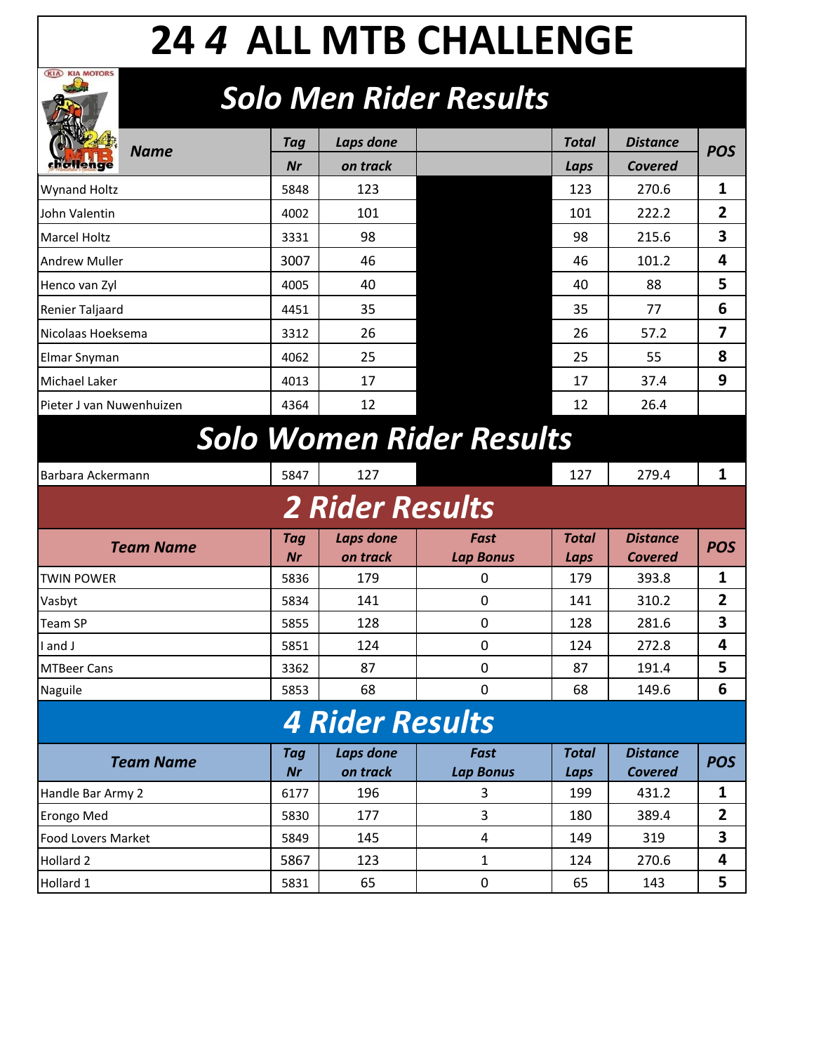# 24 4 ALL MTB CHALLENGE

## Solo Men Rider Results

| Name | Tag Nr | Laps done on track | | Total Laps | Distance Covered | POS |
|---|---|---|---|---|---|---|
| Wynand Holtz | 5848 | 123 | | 123 | 270.6 | 1 |
| John Valentin | 4002 | 101 | | 101 | 222.2 | 2 |
| Marcel Holtz | 3331 | 98 | | 98 | 215.6 | 3 |
| Andrew Muller | 3007 | 46 | | 46 | 101.2 | 4 |
| Henco van Zyl | 4005 | 40 | | 40 | 88 | 5 |
| Renier Taljaard | 4451 | 35 | | 35 | 77 | 6 |
| Nicolaas Hoeksema | 3312 | 26 | | 26 | 57.2 | 7 |
| Elmar Snyman | 4062 | 25 | | 25 | 55 | 8 |
| Michael Laker | 4013 | 17 | | 17 | 37.4 | 9 |
| Pieter J van Nuwenhuizen | 4364 | 12 | | 12 | 26.4 | |

## Solo Women Rider Results

| Name | Tag Nr | Laps done on track | | Total Laps | Distance Covered | POS |
|---|---|---|---|---|---|---|
| Barbara Ackermann | 5847 | 127 | | 127 | 279.4 | 1 |

## 2 Rider Results

| Team Name | Tag Nr | Laps done on track | Fast Lap Bonus | Total Laps | Distance Covered | POS |
|---|---|---|---|---|---|---|
| TWIN POWER | 5836 | 179 | 0 | 179 | 393.8 | 1 |
| Vasbyt | 5834 | 141 | 0 | 141 | 310.2 | 2 |
| Team SP | 5855 | 128 | 0 | 128 | 281.6 | 3 |
| I and J | 5851 | 124 | 0 | 124 | 272.8 | 4 |
| MTBeer Cans | 3362 | 87 | 0 | 87 | 191.4 | 5 |
| Naguile | 5853 | 68 | 0 | 68 | 149.6 | 6 |

## 4 Rider Results

| Team Name | Tag Nr | Laps done on track | Fast Lap Bonus | Total Laps | Distance Covered | POS |
|---|---|---|---|---|---|---|
| Handle Bar Army 2 | 6177 | 196 | 3 | 199 | 431.2 | 1 |
| Erongo Med | 5830 | 177 | 3 | 180 | 389.4 | 2 |
| Food Lovers Market | 5849 | 145 | 4 | 149 | 319 | 3 |
| Hollard 2 | 5867 | 123 | 1 | 124 | 270.6 | 4 |
| Hollard 1 | 5831 | 65 | 0 | 65 | 143 | 5 |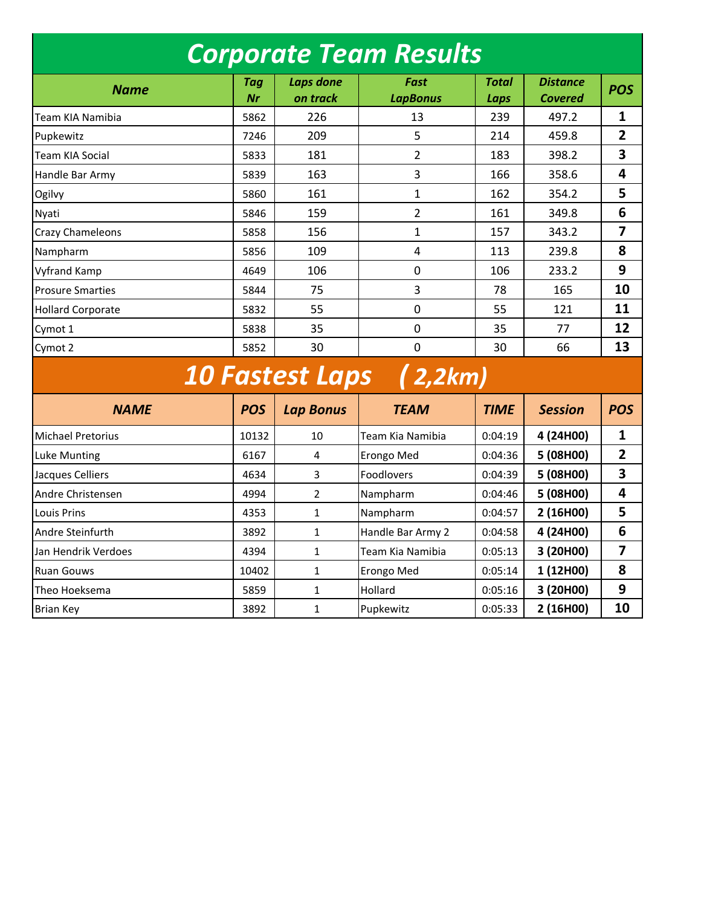# Corporate Team Results

| Name | Tag Nr | Laps done on track | Fast LapBonus | Total Laps | Distance Covered | POS |
|---|---|---|---|---|---|---|
| Team KIA Namibia | 5862 | 226 | 13 | 239 | 497.2 | 1 |
| Pupkewitz | 7246 | 209 | 5 | 214 | 459.8 | 2 |
| Team KIA Social | 5833 | 181 | 2 | 183 | 398.2 | 3 |
| Handle Bar Army | 5839 | 163 | 3 | 166 | 358.6 | 4 |
| Ogilvy | 5860 | 161 | 1 | 162 | 354.2 | 5 |
| Nyati | 5846 | 159 | 2 | 161 | 349.8 | 6 |
| Crazy Chameleons | 5858 | 156 | 1 | 157 | 343.2 | 7 |
| Nampharm | 5856 | 109 | 4 | 113 | 239.8 | 8 |
| Vyfrand Kamp | 4649 | 106 | 0 | 106 | 233.2 | 9 |
| Prosure Smarties | 5844 | 75 | 3 | 78 | 165 | 10 |
| Hollard Corporate | 5832 | 55 | 0 | 55 | 121 | 11 |
| Cymot 1 | 5838 | 35 | 0 | 35 | 77 | 12 |
| Cymot 2 | 5852 | 30 | 0 | 30 | 66 | 13 |

# 10 Fastest Laps ( 2,2km)

| NAME | POS | Lap Bonus | TEAM | TIME | Session | POS |
|---|---|---|---|---|---|---|
| Michael Pretorius | 10132 | 10 | Team Kia Namibia | 0:04:19 | 4 (24H00) | 1 |
| Luke Munting | 6167 | 4 | Erongo Med | 0:04:36 | 5 (08H00) | 2 |
| Jacques Celliers | 4634 | 3 | Foodlovers | 0:04:39 | 5 (08H00) | 3 |
| Andre Christensen | 4994 | 2 | Nampharm | 0:04:46 | 5 (08H00) | 4 |
| Louis Prins | 4353 | 1 | Nampharm | 0:04:57 | 2 (16H00) | 5 |
| Andre Steinfurth | 3892 | 1 | Handle Bar Army 2 | 0:04:58 | 4 (24H00) | 6 |
| Jan Hendrik Verdoes | 4394 | 1 | Team Kia Namibia | 0:05:13 | 3 (20H00) | 7 |
| Ruan Gouws | 10402 | 1 | Erongo Med | 0:05:14 | 1 (12H00) | 8 |
| Theo Hoeksema | 5859 | 1 | Hollard | 0:05:16 | 3 (20H00) | 9 |
| Brian Key | 3892 | 1 | Pupkewitz | 0:05:33 | 2 (16H00) | 10 |